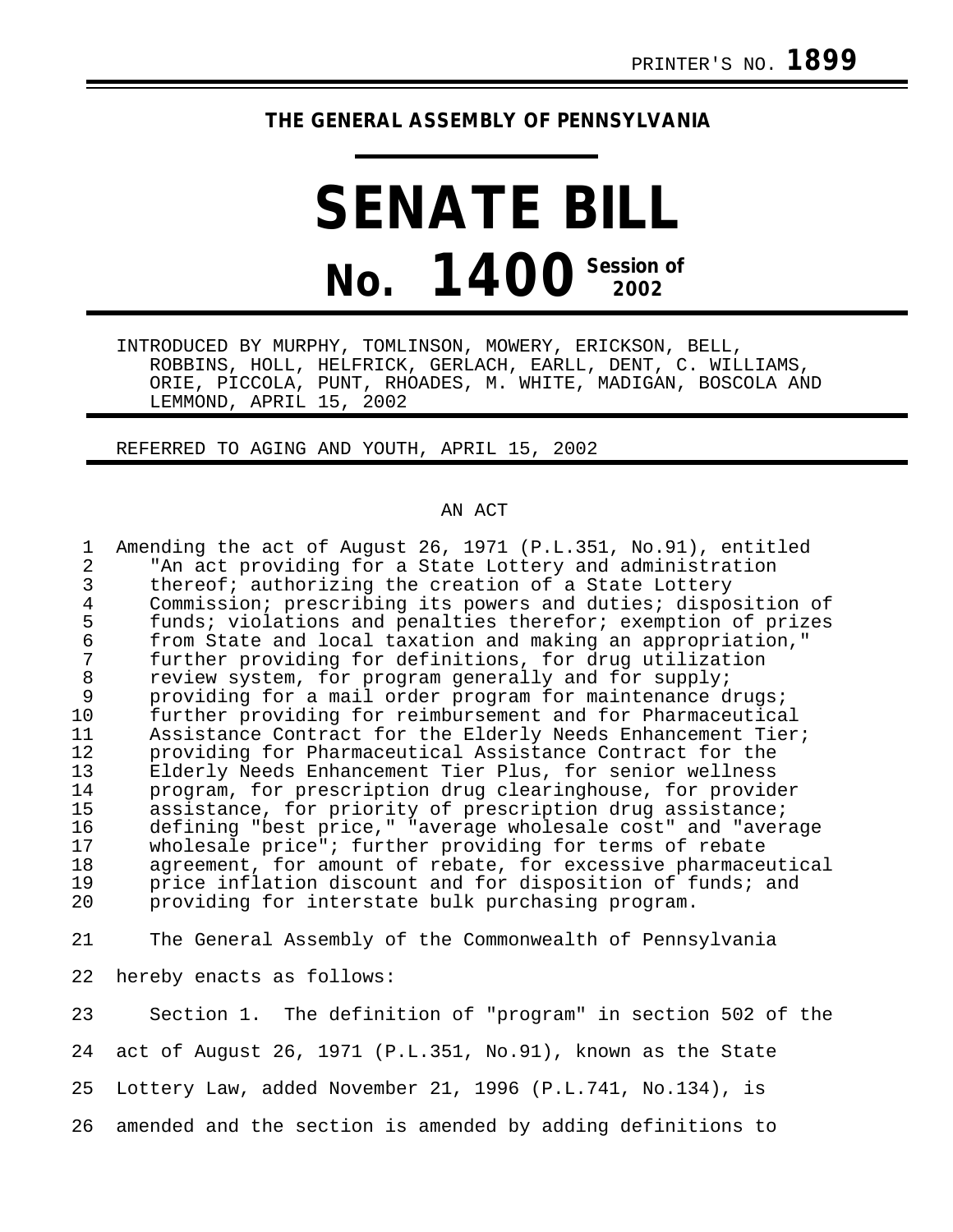PRINTER'S NO. **1899**

**THE GENERAL ASSEMBLY OF PENNSYLVANIA**

# SENATE BILL

# No. 1400 Session of 2002

INTRODUCED BY MURPHY, TOMLINSON, MOWERY, ERICKSON, BELL, ROBBINS, HOLL, HELFRICK, GERLACH, EARLL, DENT, C. WILLIAMS, ORIE, PICCOLA, PUNT, RHOADES, M. WHITE, MADIGAN, BOSCOLA AND LEMMOND, APRIL 15, 2002

REFERRED TO AGING AND YOUTH, APRIL 15, 2002

AN ACT

1 Amending the act of August 26, 1971 (P.L.351, No.91), entitled
2 "An act providing for a State Lottery and administration
3 thereof; authorizing the creation of a State Lottery
4 Commission; prescribing its powers and duties; disposition of
5 funds; violations and penalties therefor; exemption of prizes
6 from State and local taxation and making an appropriation,"
7 further providing for definitions, for drug utilization
8 review system, for program generally and for supply;
9 providing for a mail order program for maintenance drugs;
10 further providing for reimbursement and for Pharmaceutical
11 Assistance Contract for the Elderly Needs Enhancement Tier;
12 providing for Pharmaceutical Assistance Contract for the
13 Elderly Needs Enhancement Tier Plus, for senior wellness
14 program, for prescription drug clearinghouse, for provider
15 assistance, for priority of prescription drug assistance;
16 defining "best price," "average wholesale cost" and "average
17 wholesale price"; further providing for terms of rebate
18 agreement, for amount of rebate, for excessive pharmaceutical
19 price inflation discount and for disposition of funds; and
20 providing for interstate bulk purchasing program.

21 The General Assembly of the Commonwealth of Pennsylvania
22 hereby enacts as follows:

23 Section 1. The definition of "program" in section 502 of the
24 act of August 26, 1971 (P.L.351, No.91), known as the State
25 Lottery Law, added November 21, 1996 (P.L.741, No.134), is
26 amended and the section is amended by adding definitions to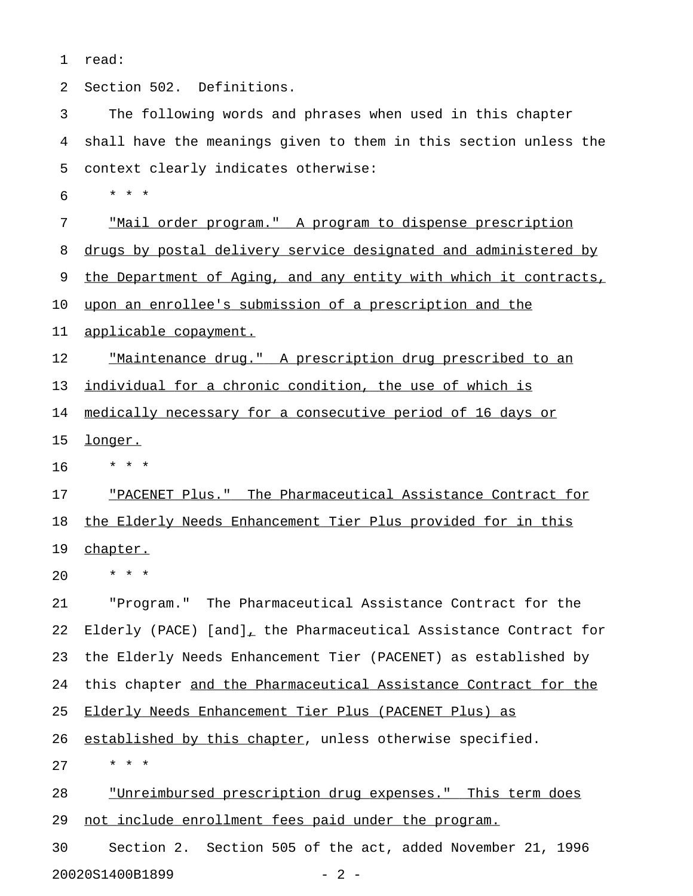read:

Section 502. Definitions.

The following words and phrases when used in this chapter shall have the meanings given to them in this section unless the context clearly indicates otherwise:

* * *

<u>"Mail order program." A program to dispense prescription drugs by postal delivery service designated and administered by the Department of Aging, and any entity with which it contracts, upon an enrollee's submission of a prescription and the applicable copayment.</u>

<u>"Maintenance drug." A prescription drug prescribed to an individual for a chronic condition, the use of which is medically necessary for a consecutive period of 16 days or longer.</u>

* * *

<u>"PACENET Plus." The Pharmaceutical Assistance Contract for the Elderly Needs Enhancement Tier Plus provided for in this chapter.</u>

* * *

"Program." The Pharmaceutical Assistance Contract for the Elderly (PACE) [and]<u>,</u> the Pharmaceutical Assistance Contract for the Elderly Needs Enhancement Tier (PACENET) as established by this chapter <u>and the Pharmaceutical Assistance Contract for the Elderly Needs Enhancement Tier Plus (PACENET Plus) as established by this chapter</u>, unless otherwise specified.

* * *

<u>"Unreimbursed prescription drug expenses." This term does not include enrollment fees paid under the program.</u>

Section 2. Section 505 of the act, added November 21, 1996

20020S1400B1899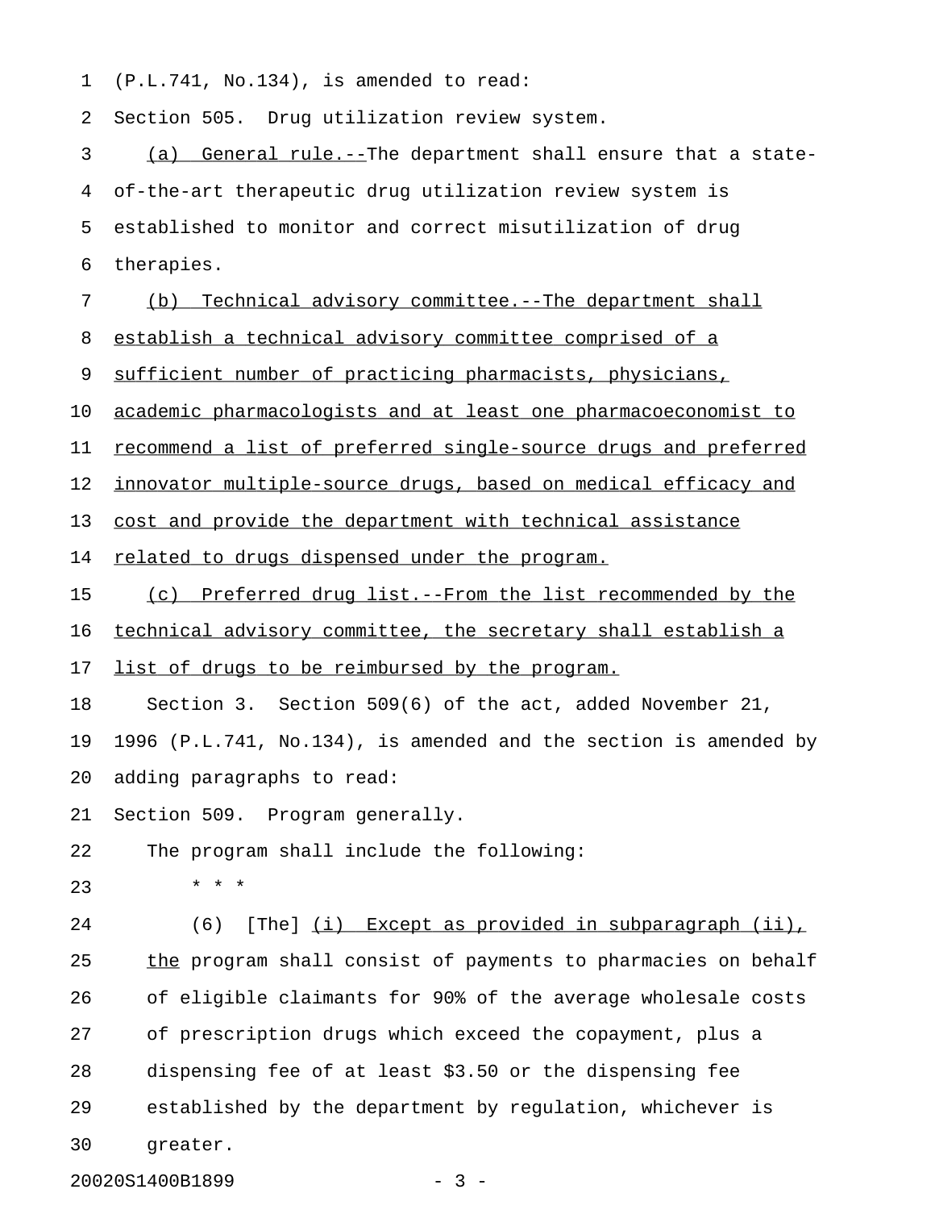(P.L.741, No.134), is amended to read:

Section 505. Drug utilization review system.

(a) General rule.--The department shall ensure that a state-of-the-art therapeutic drug utilization review system is established to monitor and correct misutilization of drug therapies.

(b) Technical advisory committee.--The department shall establish a technical advisory committee comprised of a sufficient number of practicing pharmacists, physicians, academic pharmacologists and at least one pharmacoeconomist to recommend a list of preferred single-source drugs and preferred innovator multiple-source drugs, based on medical efficacy and cost and provide the department with technical assistance related to drugs dispensed under the program.

(c) Preferred drug list.--From the list recommended by the technical advisory committee, the secretary shall establish a list of drugs to be reimbursed by the program.

Section 3. Section 509(6) of the act, added November 21, 1996 (P.L.741, No.134), is amended and the section is amended by adding paragraphs to read:

Section 509. Program generally.

The program shall include the following:

* * *

(6) [The] (i) Except as provided in subparagraph (ii), the program shall consist of payments to pharmacies on behalf of eligible claimants for 90% of the average wholesale costs of prescription drugs which exceed the copayment, plus a dispensing fee of at least $3.50 or the dispensing fee established by the department by regulation, whichever is greater.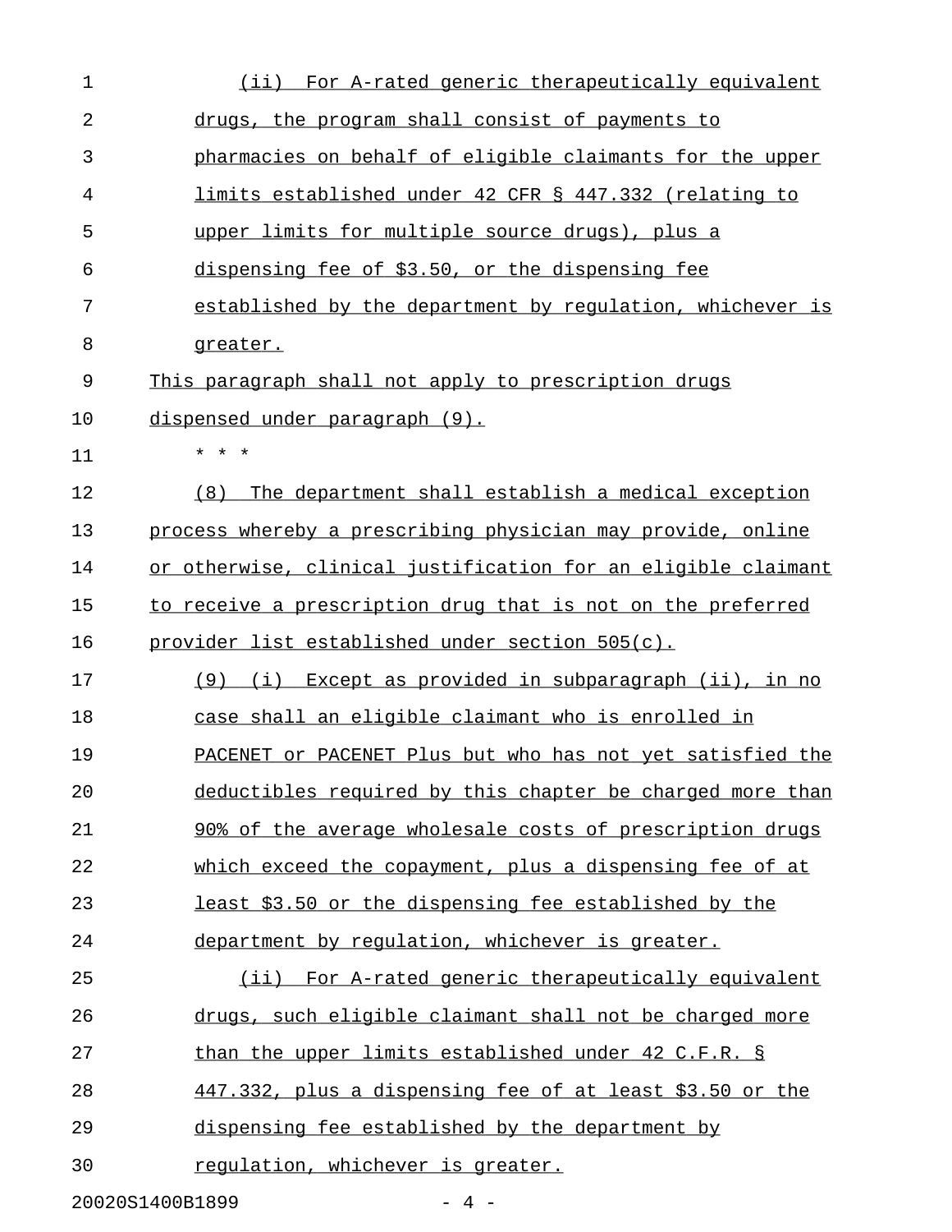(ii) For A-rated generic therapeutically equivalent drugs, the program shall consist of payments to pharmacies on behalf of eligible claimants for the upper limits established under 42 CFR § 447.332 (relating to upper limits for multiple source drugs), plus a dispensing fee of $3.50, or the dispensing fee established by the department by regulation, whichever is greater.

This paragraph shall not apply to prescription drugs dispensed under paragraph (9).

* * *

(8) The department shall establish a medical exception process whereby a prescribing physician may provide, online or otherwise, clinical justification for an eligible claimant to receive a prescription drug that is not on the preferred provider list established under section 505(c).

(9) (i) Except as provided in subparagraph (ii), in no case shall an eligible claimant who is enrolled in PACENET or PACENET Plus but who has not yet satisfied the deductibles required by this chapter be charged more than 90% of the average wholesale costs of prescription drugs which exceed the copayment, plus a dispensing fee of at least $3.50 or the dispensing fee established by the department by regulation, whichever is greater.

(ii) For A-rated generic therapeutically equivalent drugs, such eligible claimant shall not be charged more than the upper limits established under 42 C.F.R. § 447.332, plus a dispensing fee of at least $3.50 or the dispensing fee established by the department by regulation, whichever is greater.

20020S1400B1899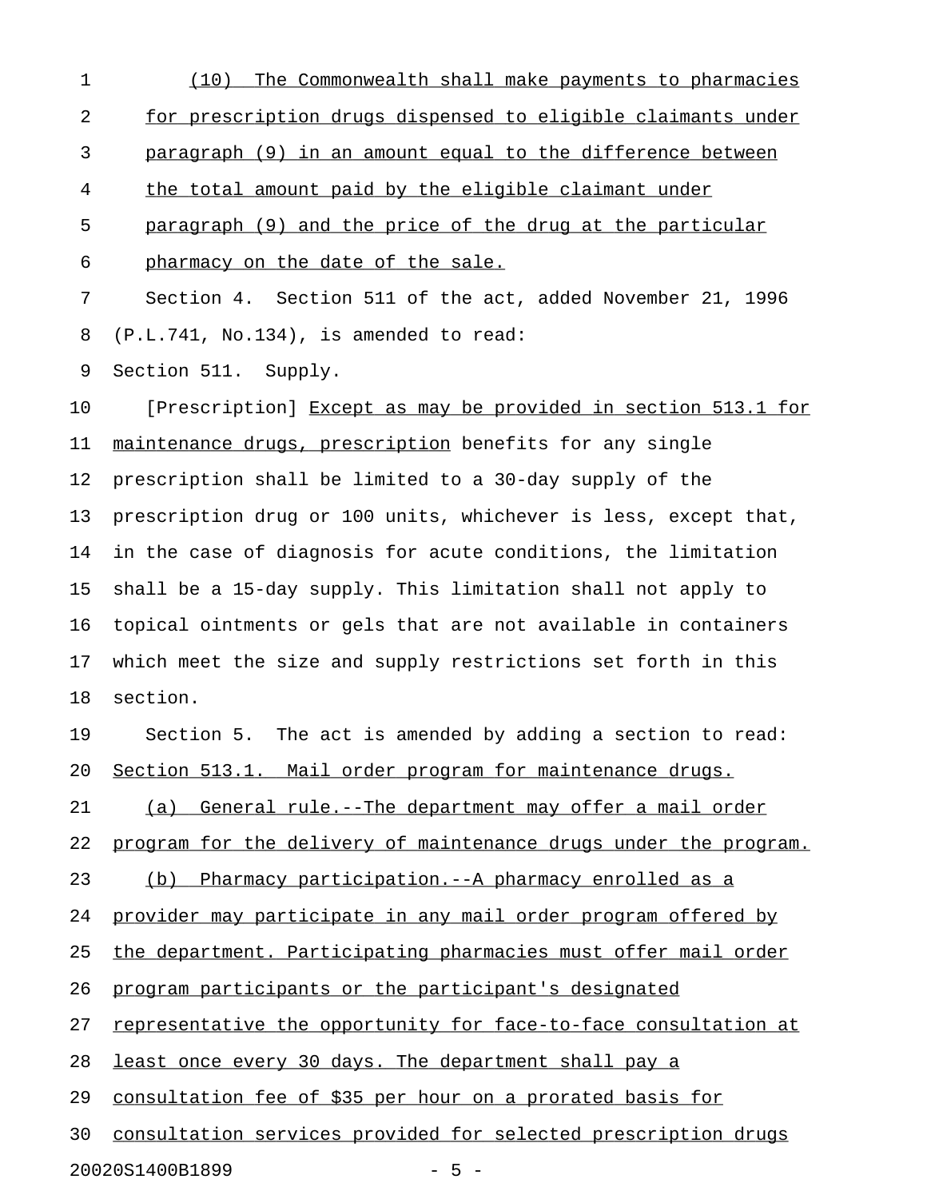(10) The Commonwealth shall make payments to pharmacies for prescription drugs dispensed to eligible claimants under paragraph (9) in an amount equal to the difference between the total amount paid by the eligible claimant under paragraph (9) and the price of the drug at the particular pharmacy on the date of the sale.

Section 4. Section 511 of the act, added November 21, 1996 (P.L.741, No.134), is amended to read:

Section 511. Supply.

[Prescription] Except as may be provided in section 513.1 for maintenance drugs, prescription benefits for any single prescription shall be limited to a 30-day supply of the prescription drug or 100 units, whichever is less, except that, in the case of diagnosis for acute conditions, the limitation shall be a 15-day supply. This limitation shall not apply to topical ointments or gels that are not available in containers which meet the size and supply restrictions set forth in this section.

Section 5. The act is amended by adding a section to read:

Section 513.1. Mail order program for maintenance drugs.

(a) General rule.--The department may offer a mail order program for the delivery of maintenance drugs under the program.

(b) Pharmacy participation.--A pharmacy enrolled as a provider may participate in any mail order program offered by the department. Participating pharmacies must offer mail order program participants or the participant's designated representative the opportunity for face-to-face consultation at least once every 30 days. The department shall pay a consultation fee of $35 per hour on a prorated basis for consultation services provided for selected prescription drugs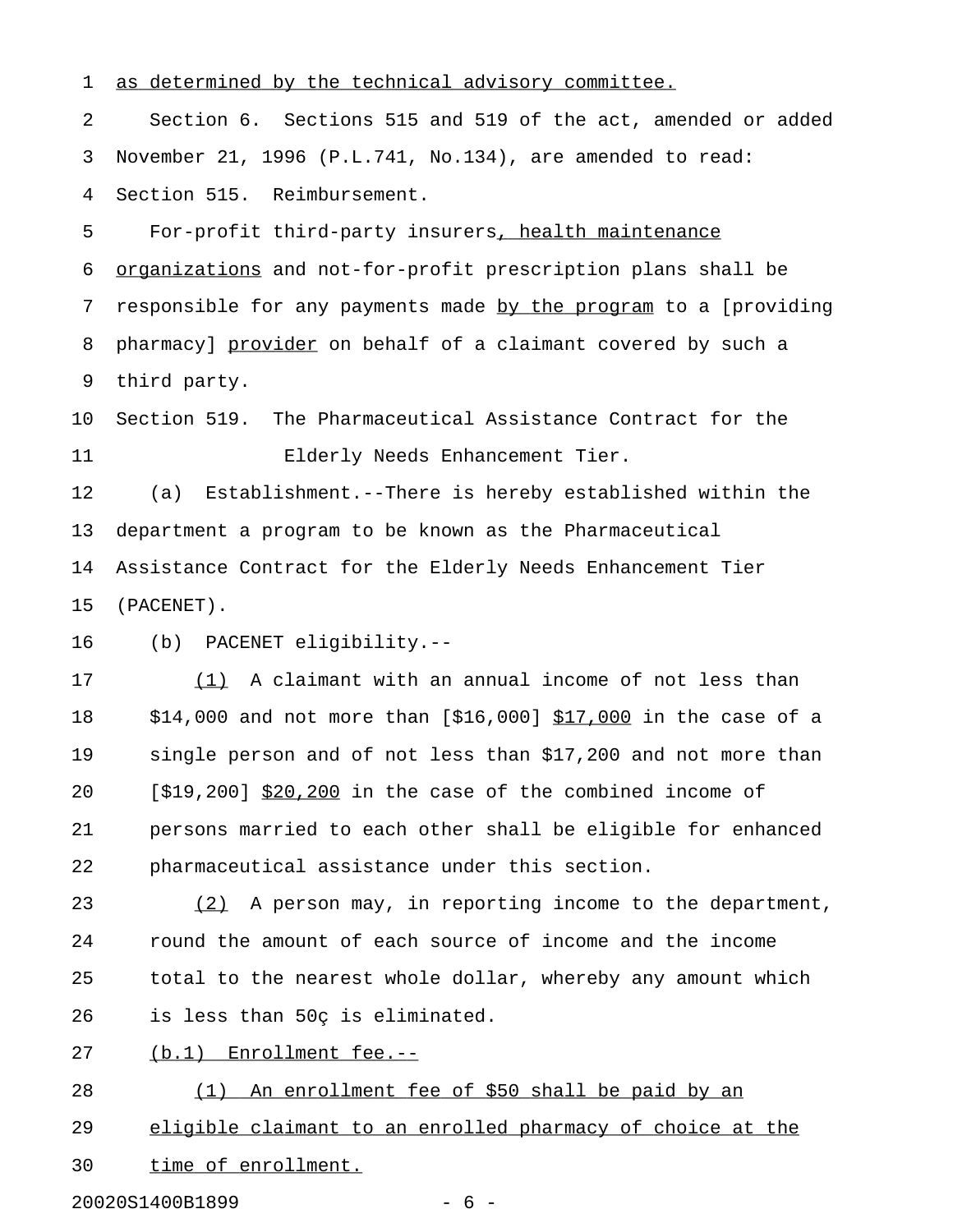as determined by the technical advisory committee.

Section 6. Sections 515 and 519 of the act, amended or added November 21, 1996 (P.L.741, No.134), are amended to read:

Section 515. Reimbursement.

For-profit third-party insurers, health maintenance organizations and not-for-profit prescription plans shall be responsible for any payments made by the program to a [providing pharmacy] provider on behalf of a claimant covered by such a third party.

Section 519. The Pharmaceutical Assistance Contract for the Elderly Needs Enhancement Tier.

(a) Establishment.--There is hereby established within the department a program to be known as the Pharmaceutical Assistance Contract for the Elderly Needs Enhancement Tier (PACENET).

(b) PACENET eligibility.--

(1) A claimant with an annual income of not less than $14,000 and not more than [$16,000] $17,000 in the case of a single person and of not less than $17,200 and not more than [$19,200] $20,200 in the case of the combined income of persons married to each other shall be eligible for enhanced pharmaceutical assistance under this section.

(2) A person may, in reporting income to the department, round the amount of each source of income and the income total to the nearest whole dollar, whereby any amount which is less than 50ç is eliminated.

(b.1) Enrollment fee.--

(1) An enrollment fee of $50 shall be paid by an eligible claimant to an enrolled pharmacy of choice at the time of enrollment.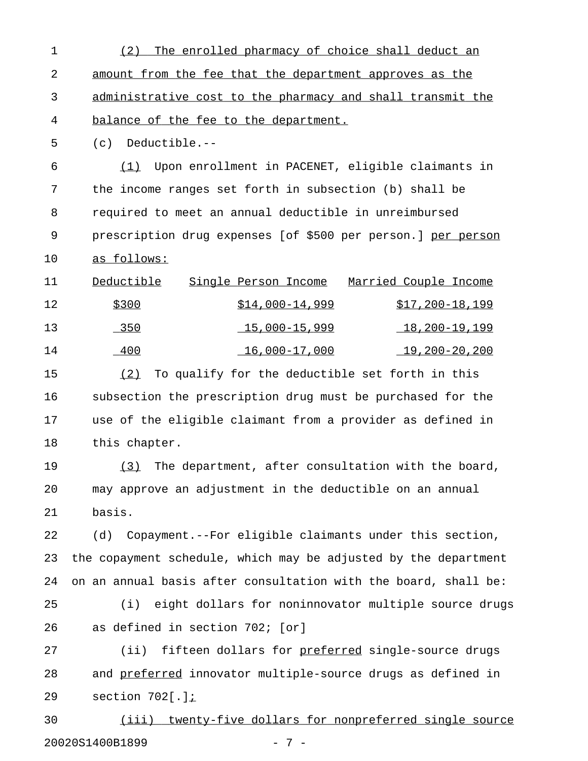(2) The enrolled pharmacy of choice shall deduct an amount from the fee that the department approves as the administrative cost to the pharmacy and shall transmit the balance of the fee to the department.

(c) Deductible.--

(1) Upon enrollment in PACENET, eligible claimants in the income ranges set forth in subsection (b) shall be required to meet an annual deductible in unreimbursed prescription drug expenses [of $500 per person.] per person as follows:

| Deductible | Single Person Income | Married Couple Income |
|---|---|---|
| $300 | $14,000-14,999 | $17,200-18,199 |
| 350 | 15,000-15,999 | 18,200-19,199 |
| 400 | 16,000-17,000 | 19,200-20,200 |

(2) To qualify for the deductible set forth in this subsection the prescription drug must be purchased for the use of the eligible claimant from a provider as defined in this chapter.

(3) The department, after consultation with the board, may approve an adjustment in the deductible on an annual basis.

(d) Copayment.--For eligible claimants under this section, the copayment schedule, which may be adjusted by the department on an annual basis after consultation with the board, shall be:

(i) eight dollars for noninnovator multiple source drugs as defined in section 702; [or]

(ii) fifteen dollars for preferred single-source drugs and preferred innovator multiple-source drugs as defined in section 702[.];

(iii) twenty-five dollars for nonpreferred single source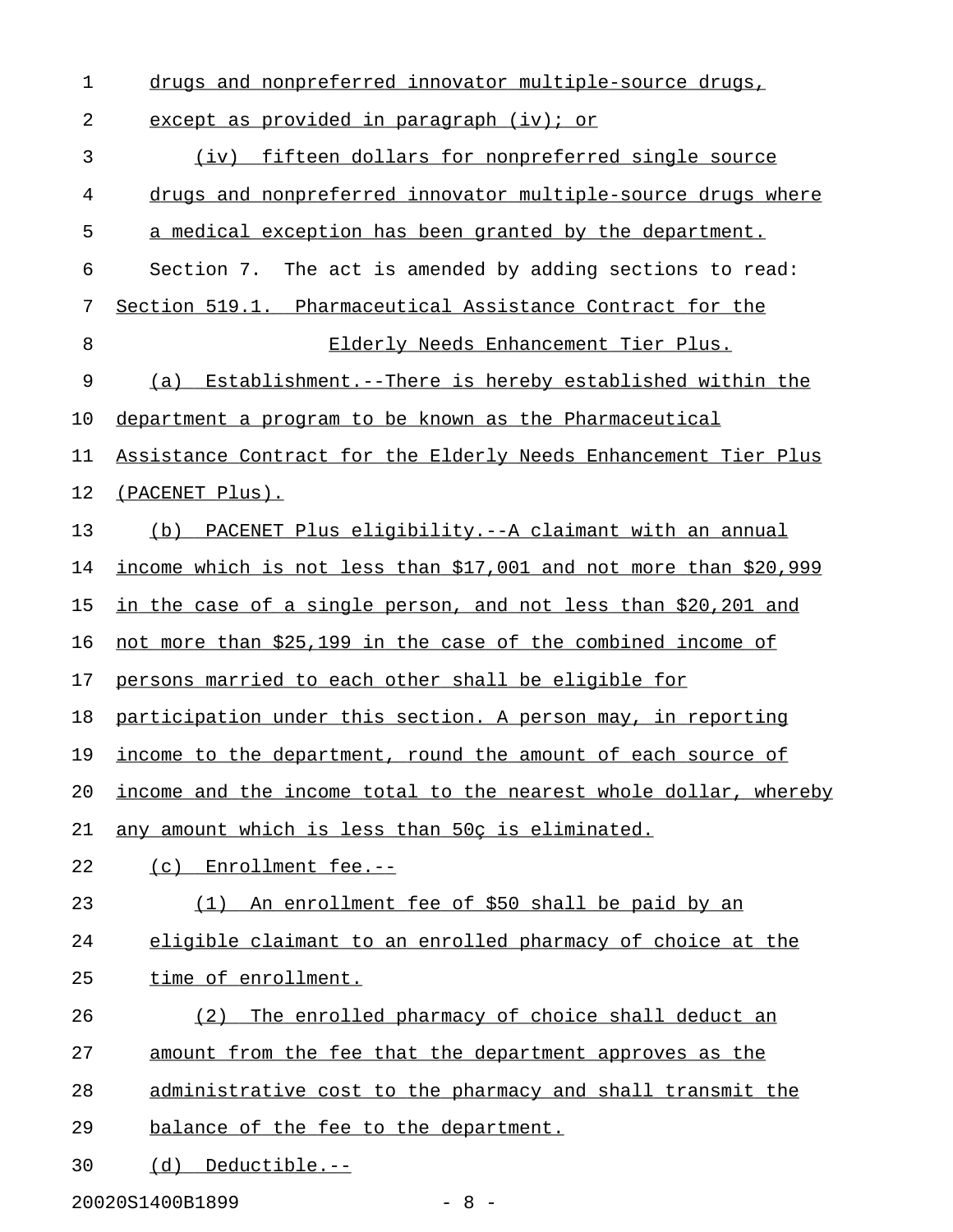drugs and nonpreferred innovator multiple-source drugs, except as provided in paragraph (iv); or

(iv) fifteen dollars for nonpreferred single source drugs and nonpreferred innovator multiple-source drugs where a medical exception has been granted by the department.

Section 7. The act is amended by adding sections to read:

Section 519.1. Pharmaceutical Assistance Contract for the Elderly Needs Enhancement Tier Plus.

(a) Establishment.--There is hereby established within the department a program to be known as the Pharmaceutical Assistance Contract for the Elderly Needs Enhancement Tier Plus (PACENET Plus).

(b) PACENET Plus eligibility.--A claimant with an annual income which is not less than $17,001 and not more than $20,999 in the case of a single person, and not less than $20,201 and not more than $25,199 in the case of the combined income of persons married to each other shall be eligible for participation under this section. A person may, in reporting income to the department, round the amount of each source of income and the income total to the nearest whole dollar, whereby any amount which is less than 50ç is eliminated.

(c) Enrollment fee.--

(1) An enrollment fee of $50 shall be paid by an eligible claimant to an enrolled pharmacy of choice at the time of enrollment.

(2) The enrolled pharmacy of choice shall deduct an amount from the fee that the department approves as the administrative cost to the pharmacy and shall transmit the balance of the fee to the department.

(d) Deductible.--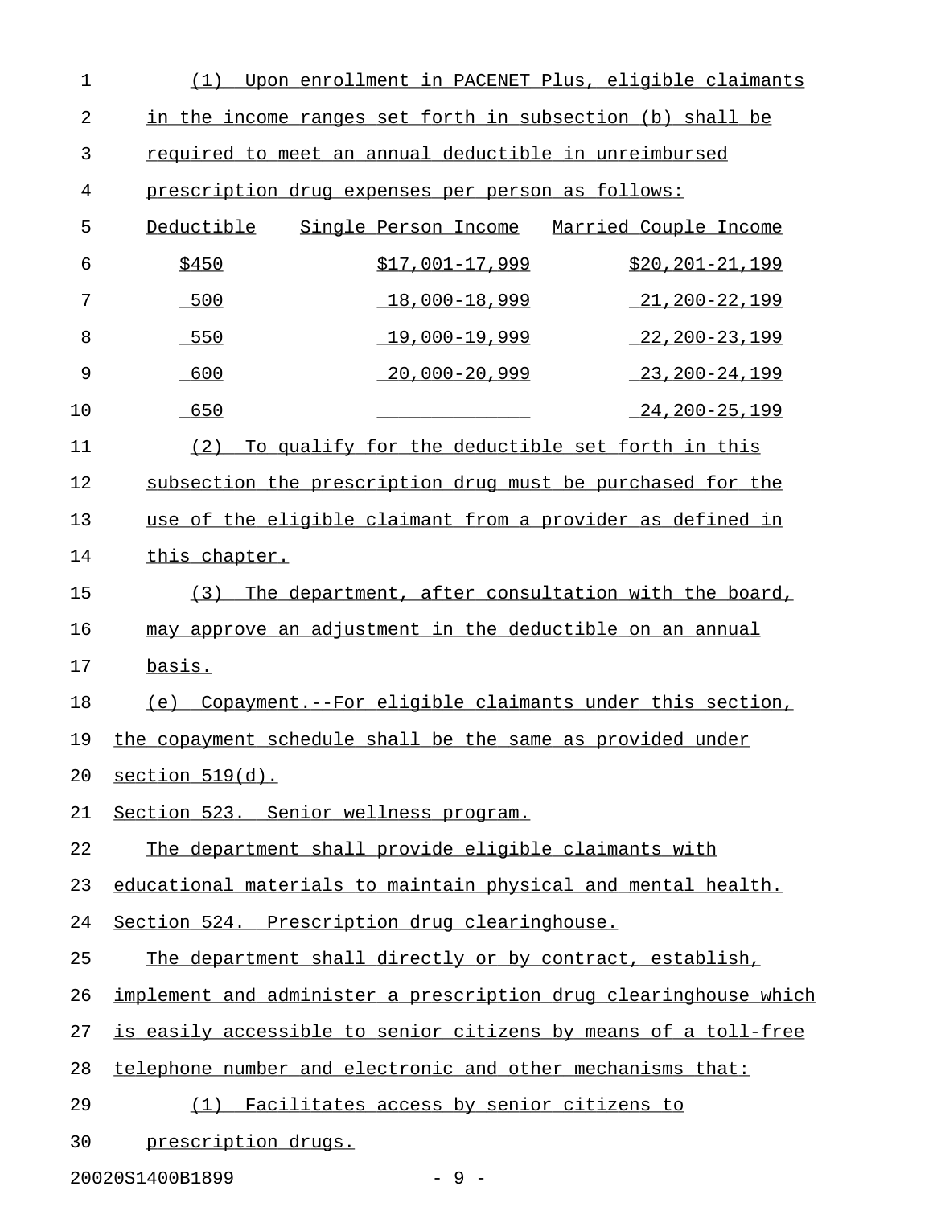(1) Upon enrollment in PACENET Plus, eligible claimants in the income ranges set forth in subsection (b) shall be required to meet an annual deductible in unreimbursed prescription drug expenses per person as follows:

| Deductible | Single Person Income | Married Couple Income |
| --- | --- | --- |
| $450 | $17,001-17,999 | $20,201-21,199 |
| 500 | 18,000-18,999 | 21,200-22,199 |
| 550 | 19,000-19,999 | 22,200-23,199 |
| 600 | 20,000-20,999 | 23,200-24,199 |
| 650 | | 24,200-25,199 |

(2) To qualify for the deductible set forth in this subsection the prescription drug must be purchased for the use of the eligible claimant from a provider as defined in this chapter.

(3) The department, after consultation with the board, may approve an adjustment in the deductible on an annual basis.

(e) Copayment.--For eligible claimants under this section, the copayment schedule shall be the same as provided under section 519(d).

Section 523. Senior wellness program.

The department shall provide eligible claimants with educational materials to maintain physical and mental health.

Section 524. Prescription drug clearinghouse.

The department shall directly or by contract, establish, implement and administer a prescription drug clearinghouse which is easily accessible to senior citizens by means of a toll-free telephone number and electronic and other mechanisms that:

(1) Facilitates access by senior citizens to prescription drugs.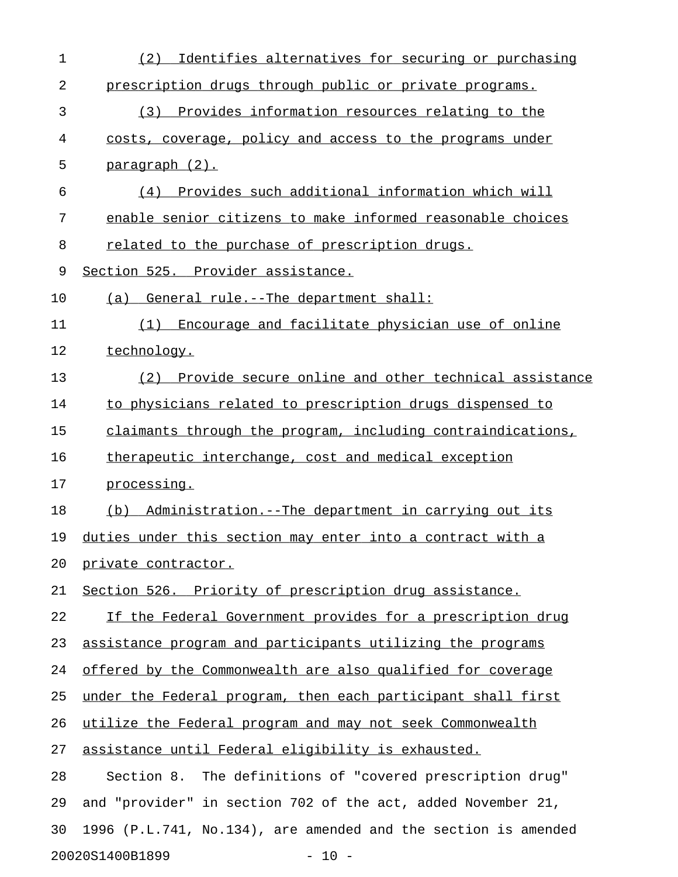(2) Identifies alternatives for securing or purchasing prescription drugs through public or private programs.

(3) Provides information resources relating to the costs, coverage, policy and access to the programs under paragraph (2).

(4) Provides such additional information which will enable senior citizens to make informed reasonable choices related to the purchase of prescription drugs.

Section 525. Provider assistance.

(a) General rule.--The department shall:

(1) Encourage and facilitate physician use of online technology.

(2) Provide secure online and other technical assistance to physicians related to prescription drugs dispensed to claimants through the program, including contraindications, therapeutic interchange, cost and medical exception processing.

(b) Administration.--The department in carrying out its duties under this section may enter into a contract with a private contractor.

Section 526. Priority of prescription drug assistance.

If the Federal Government provides for a prescription drug assistance program and participants utilizing the programs offered by the Commonwealth are also qualified for coverage under the Federal program, then each participant shall first utilize the Federal program and may not seek Commonwealth assistance until Federal eligibility is exhausted.

Section 8. The definitions of "covered prescription drug" and "provider" in section 702 of the act, added November 21, 1996 (P.L.741, No.134), are amended and the section is amended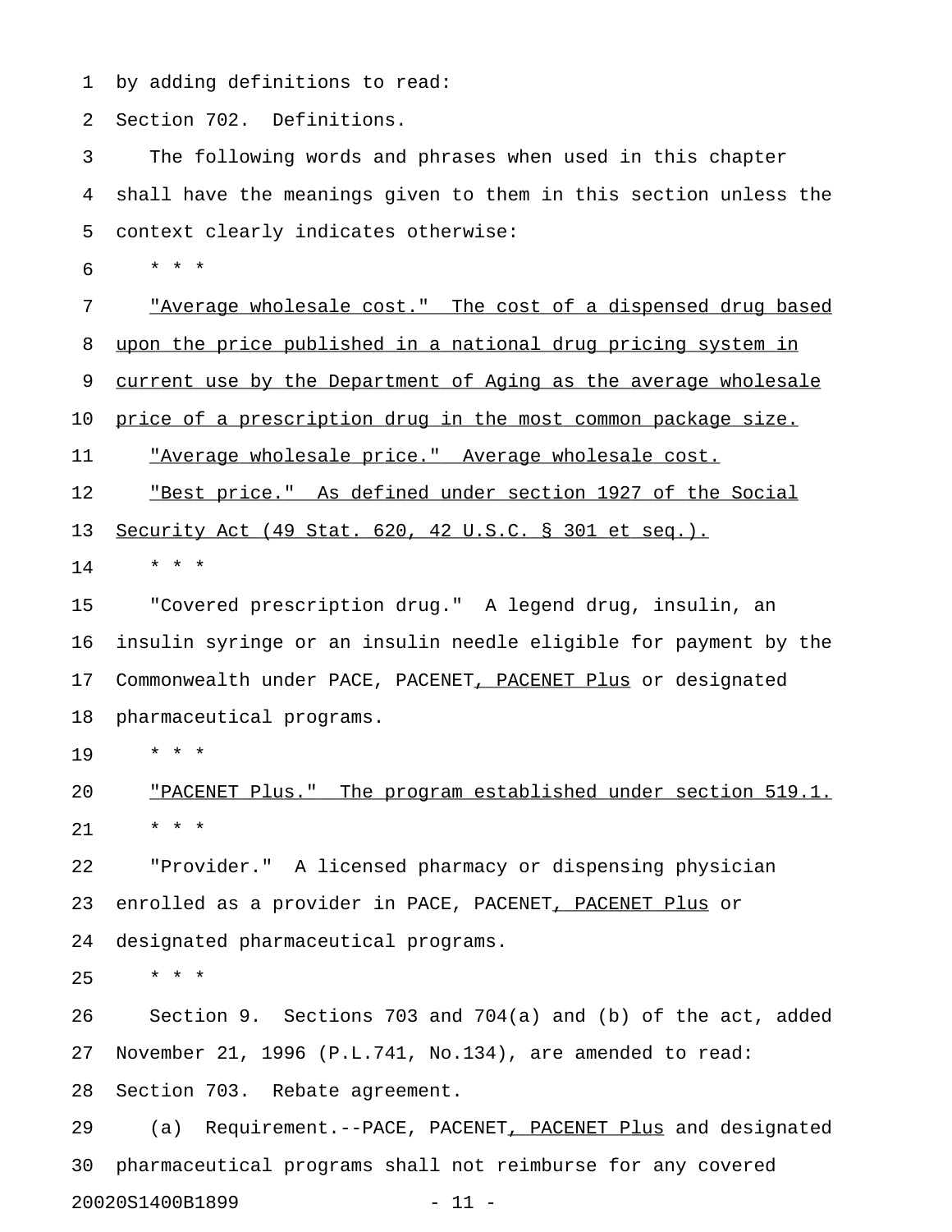by adding definitions to read:

Section 702. Definitions.

The following words and phrases when used in this chapter shall have the meanings given to them in this section unless the context clearly indicates otherwise:

* * *

<u>"Average wholesale cost." The cost of a dispensed drug based upon the price published in a national drug pricing system in current use by the Department of Aging as the average wholesale price of a prescription drug in the most common package size.</u>

<u>"Average wholesale price." Average wholesale cost.</u>

<u>"Best price." As defined under section 1927 of the Social Security Act (49 Stat. 620, 42 U.S.C. § 301 et seq.).</u>

* * *

"Covered prescription drug." A legend drug, insulin, an insulin syringe or an insulin needle eligible for payment by the Commonwealth under PACE, PACENET<u>, PACENET Plus</u> or designated pharmaceutical programs.

* * *

<u>"PACENET Plus." The program established under section 519.1.</u>

* * *

"Provider." A licensed pharmacy or dispensing physician enrolled as a provider in PACE, PACENET<u>, PACENET Plus</u> or designated pharmaceutical programs.

* * *

Section 9. Sections 703 and 704(a) and (b) of the act, added November 21, 1996 (P.L.741, No.134), are amended to read:

Section 703. Rebate agreement.

(a) Requirement.--PACE, PACENET<u>, PACENET Plus</u> and designated pharmaceutical programs shall not reimburse for any covered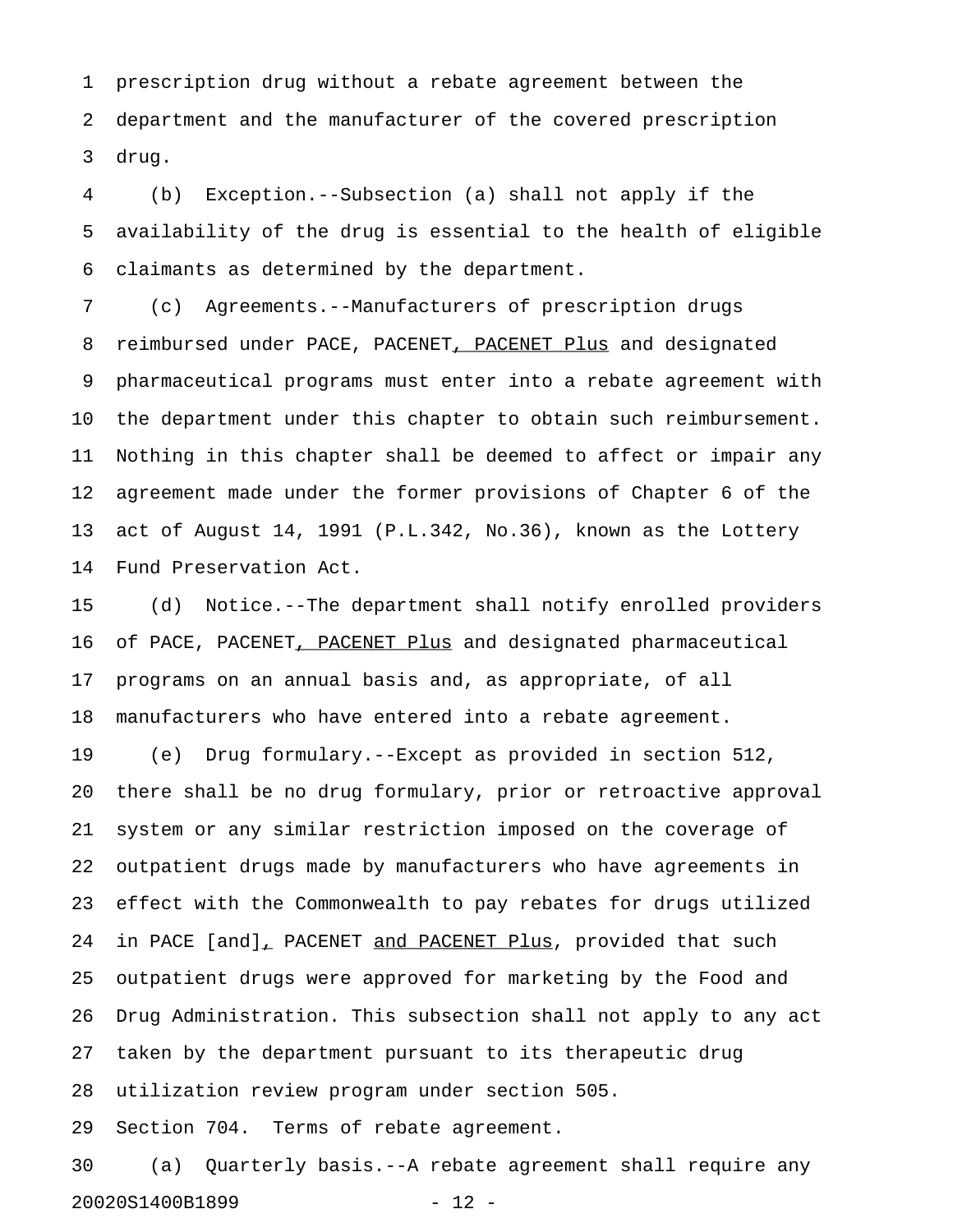prescription drug without a rebate agreement between the department and the manufacturer of the covered prescription drug.

(b) Exception.--Subsection (a) shall not apply if the availability of the drug is essential to the health of eligible claimants as determined by the department.

(c) Agreements.--Manufacturers of prescription drugs reimbursed under PACE, PACENET<u>, PACENET Plus</u> and designated pharmaceutical programs must enter into a rebate agreement with the department under this chapter to obtain such reimbursement. Nothing in this chapter shall be deemed to affect or impair any agreement made under the former provisions of Chapter 6 of the act of August 14, 1991 (P.L.342, No.36), known as the Lottery Fund Preservation Act.

(d) Notice.--The department shall notify enrolled providers of PACE, PACENET<u>, PACENET Plus</u> and designated pharmaceutical programs on an annual basis and, as appropriate, of all manufacturers who have entered into a rebate agreement.

(e) Drug formulary.--Except as provided in section 512, there shall be no drug formulary, prior or retroactive approval system or any similar restriction imposed on the coverage of outpatient drugs made by manufacturers who have agreements in effect with the Commonwealth to pay rebates for drugs utilized in PACE [and]<u>,</u> PACENET <u>and PACENET Plus</u>, provided that such outpatient drugs were approved for marketing by the Food and Drug Administration. This subsection shall not apply to any act taken by the department pursuant to its therapeutic drug utilization review program under section 505.

Section 704. Terms of rebate agreement.

(a) Quarterly basis.--A rebate agreement shall require any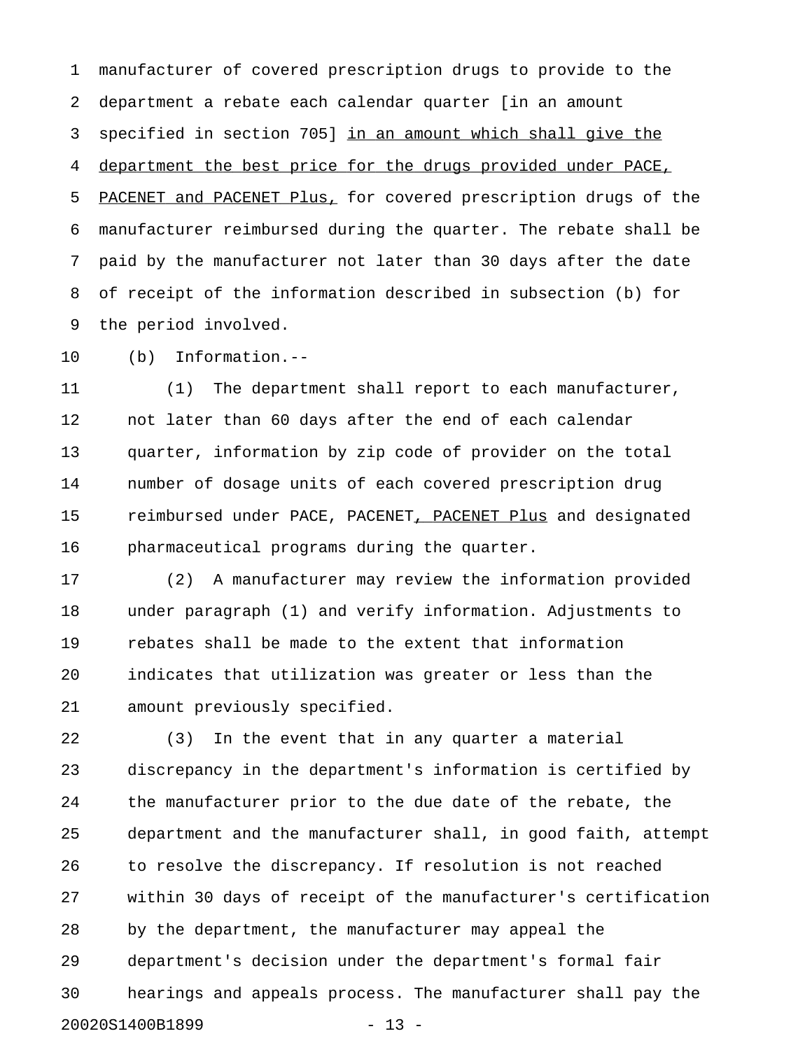manufacturer of covered prescription drugs to provide to the department a rebate each calendar quarter [in an amount specified in section 705] <u>in an amount which shall give the department the best price for the drugs provided under PACE, PACENET and PACENET Plus,</u> for covered prescription drugs of the manufacturer reimbursed during the quarter. The rebate shall be paid by the manufacturer not later than 30 days after the date of receipt of the information described in subsection (b) for the period involved.

(b) Information.--

(1) The department shall report to each manufacturer, not later than 60 days after the end of each calendar quarter, information by zip code of provider on the total number of dosage units of each covered prescription drug reimbursed under PACE, PACENET<u>, PACENET Plus</u> and designated pharmaceutical programs during the quarter.

(2) A manufacturer may review the information provided under paragraph (1) and verify information. Adjustments to rebates shall be made to the extent that information indicates that utilization was greater or less than the amount previously specified.

(3) In the event that in any quarter a material discrepancy in the department's information is certified by the manufacturer prior to the due date of the rebate, the department and the manufacturer shall, in good faith, attempt to resolve the discrepancy. If resolution is not reached within 30 days of receipt of the manufacturer's certification by the department, the manufacturer may appeal the department's decision under the department's formal fair hearings and appeals process. The manufacturer shall pay the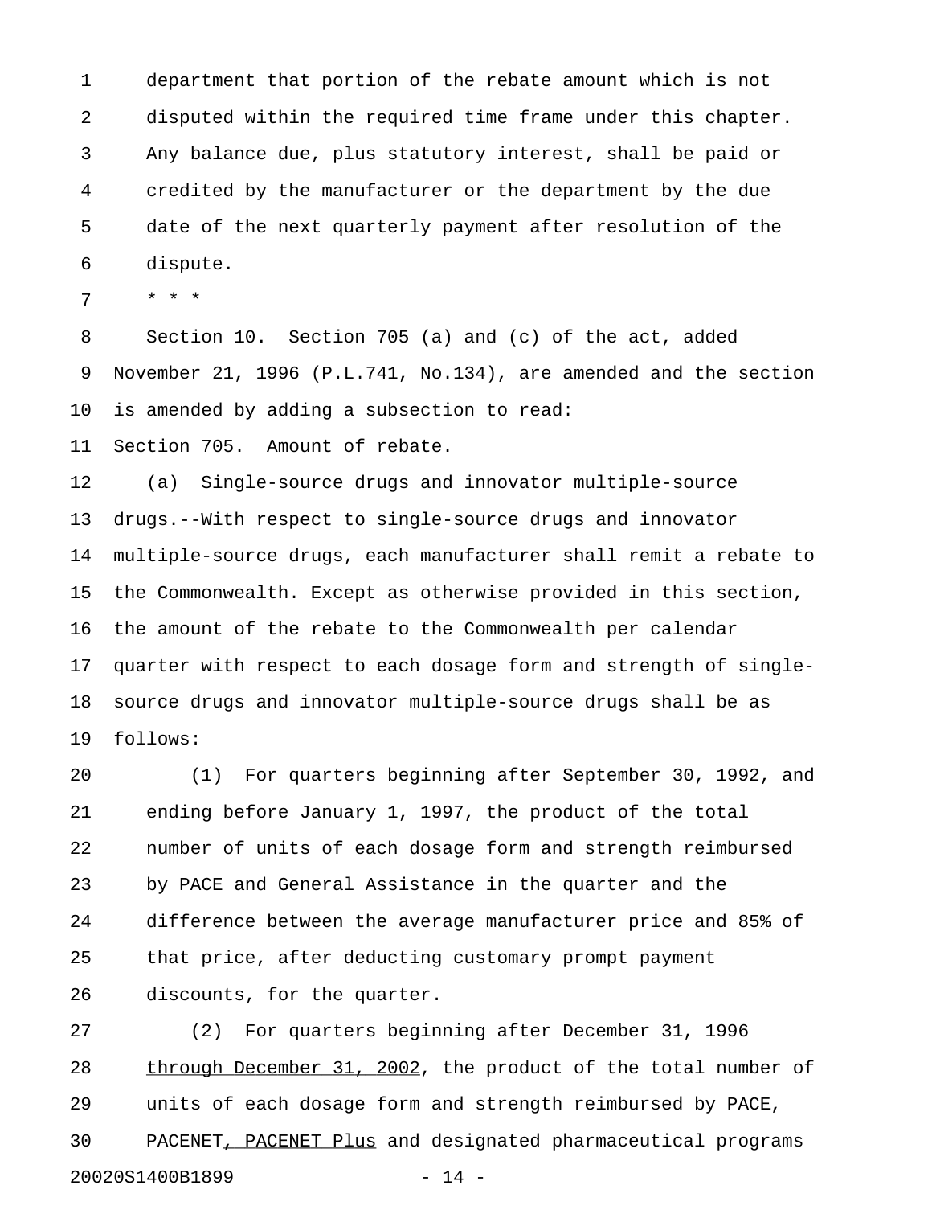department that portion of the rebate amount which is not disputed within the required time frame under this chapter. Any balance due, plus statutory interest, shall be paid or credited by the manufacturer or the department by the due date of the next quarterly payment after resolution of the dispute.

* * *

Section 10. Section 705 (a) and (c) of the act, added November 21, 1996 (P.L.741, No.134), are amended and the section is amended by adding a subsection to read:

Section 705. Amount of rebate.

(a) Single-source drugs and innovator multiple-source drugs.--With respect to single-source drugs and innovator multiple-source drugs, each manufacturer shall remit a rebate to the Commonwealth. Except as otherwise provided in this section, the amount of the rebate to the Commonwealth per calendar quarter with respect to each dosage form and strength of single-source drugs and innovator multiple-source drugs shall be as follows:

(1) For quarters beginning after September 30, 1992, and ending before January 1, 1997, the product of the total number of units of each dosage form and strength reimbursed by PACE and General Assistance in the quarter and the difference between the average manufacturer price and 85% of that price, after deducting customary prompt payment discounts, for the quarter.

(2) For quarters beginning after December 31, 1996 <u>through December 31, 2002</u>, the product of the total number of units of each dosage form and strength reimbursed by PACE, PACENET<u>, PACENET Plus</u> and designated pharmaceutical programs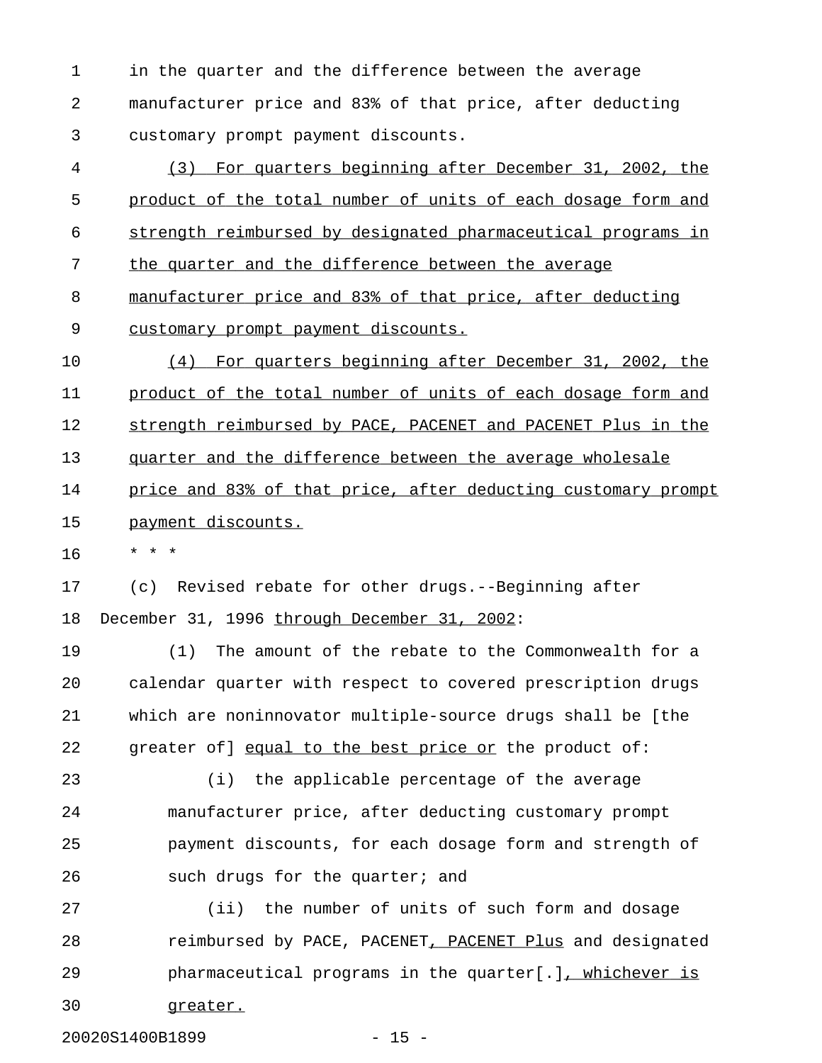in the quarter and the difference between the average manufacturer price and 83% of that price, after deducting customary prompt payment discounts.

<u>(3) For quarters beginning after December 31, 2002, the product of the total number of units of each dosage form and strength reimbursed by designated pharmaceutical programs in the quarter and the difference between the average manufacturer price and 83% of that price, after deducting customary prompt payment discounts.</u>

<u>(4) For quarters beginning after December 31, 2002, the product of the total number of units of each dosage form and strength reimbursed by PACE, PACENET and PACENET Plus in the quarter and the difference between the average wholesale price and 83% of that price, after deducting customary prompt payment discounts.</u>

\* \* \*

(c) Revised rebate for other drugs.--Beginning after December 31, 1996 <u>through December 31, 2002</u>:

(1) The amount of the rebate to the Commonwealth for a calendar quarter with respect to covered prescription drugs which are noninnovator multiple-source drugs shall be [the greater of] <u>equal to the best price or</u> the product of:

(i) the applicable percentage of the average manufacturer price, after deducting customary prompt payment discounts, for each dosage form and strength of such drugs for the quarter; and

(ii) the number of units of such form and dosage reimbursed by PACE, PACENET<u>, PACENET Plus</u> and designated pharmaceutical programs in the quarter[.]<u>, whichever is greater.</u>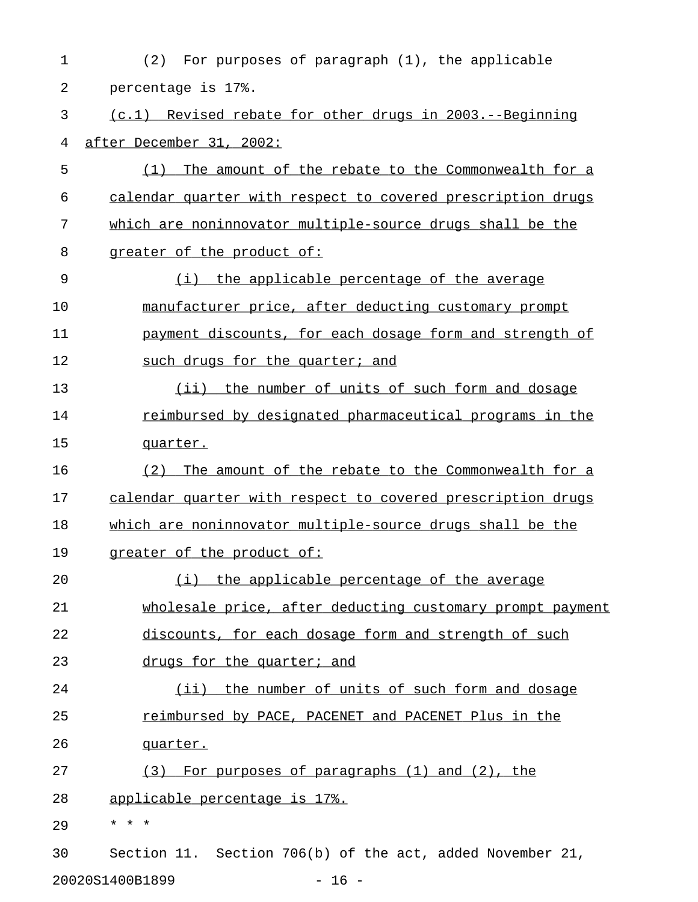(2) For purposes of paragraph (1), the applicable percentage is 17%.

(c.1) Revised rebate for other drugs in 2003.--Beginning after December 31, 2002:

(1) The amount of the rebate to the Commonwealth for a calendar quarter with respect to covered prescription drugs which are noninnovator multiple-source drugs shall be the greater of the product of:

(i) the applicable percentage of the average manufacturer price, after deducting customary prompt payment discounts, for each dosage form and strength of such drugs for the quarter; and

(ii) the number of units of such form and dosage reimbursed by designated pharmaceutical programs in the quarter.

(2) The amount of the rebate to the Commonwealth for a calendar quarter with respect to covered prescription drugs which are noninnovator multiple-source drugs shall be the greater of the product of:

(i) the applicable percentage of the average wholesale price, after deducting customary prompt payment discounts, for each dosage form and strength of such drugs for the quarter; and

(ii) the number of units of such form and dosage reimbursed by PACE, PACENET and PACENET Plus in the quarter.

(3) For purposes of paragraphs (1) and (2), the applicable percentage is 17%.

* * *

Section 11. Section 706(b) of the act, added November 21,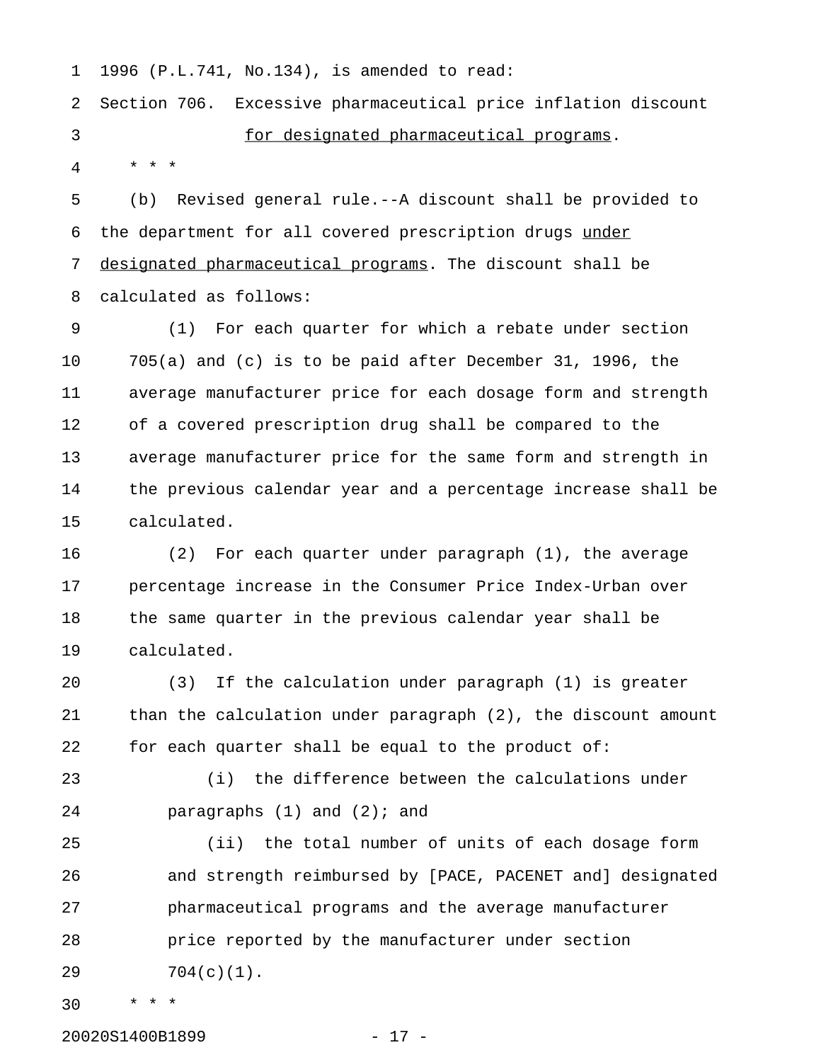1996 (P.L.741, No.134), is amended to read:

Section 706. Excessive pharmaceutical price inflation discount for designated pharmaceutical programs.

* * *

(b) Revised general rule.--A discount shall be provided to the department for all covered prescription drugs under designated pharmaceutical programs. The discount shall be calculated as follows:

(1) For each quarter for which a rebate under section 705(a) and (c) is to be paid after December 31, 1996, the average manufacturer price for each dosage form and strength of a covered prescription drug shall be compared to the average manufacturer price for the same form and strength in the previous calendar year and a percentage increase shall be calculated.

(2) For each quarter under paragraph (1), the average percentage increase in the Consumer Price Index-Urban over the same quarter in the previous calendar year shall be calculated.

(3) If the calculation under paragraph (1) is greater than the calculation under paragraph (2), the discount amount for each quarter shall be equal to the product of:

(i) the difference between the calculations under paragraphs (1) and (2); and

(ii) the total number of units of each dosage form and strength reimbursed by [PACE, PACENET and] designated pharmaceutical programs and the average manufacturer price reported by the manufacturer under section 704(c)(1).

* * *

20020S1400B1899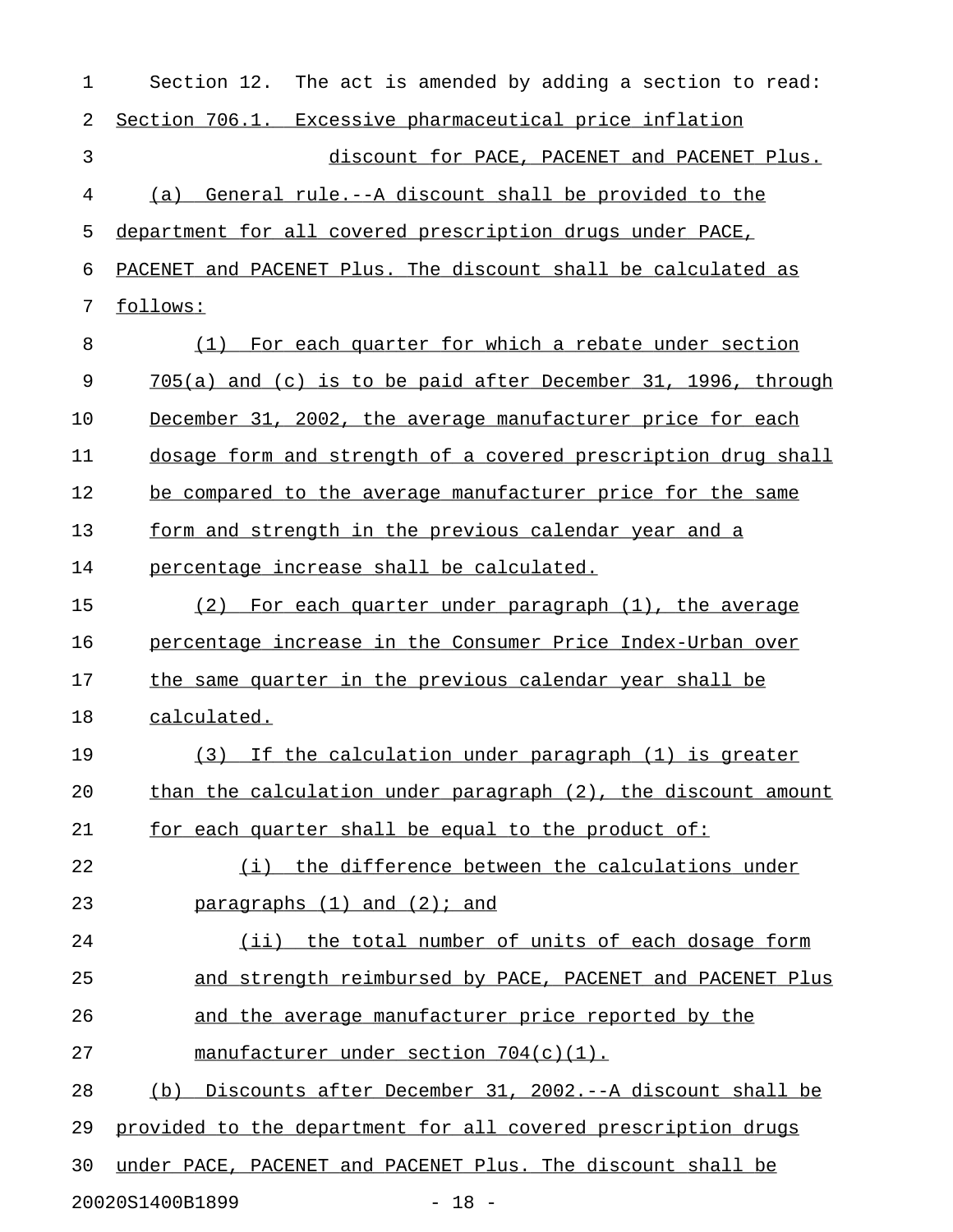Section 12. The act is amended by adding a section to read:

Section 706.1. Excessive pharmaceutical price inflation discount for PACE, PACENET and PACENET Plus.

(a) General rule.--A discount shall be provided to the department for all covered prescription drugs under PACE, PACENET and PACENET Plus. The discount shall be calculated as follows:

(1) For each quarter for which a rebate under section 705(a) and (c) is to be paid after December 31, 1996, through December 31, 2002, the average manufacturer price for each dosage form and strength of a covered prescription drug shall be compared to the average manufacturer price for the same form and strength in the previous calendar year and a percentage increase shall be calculated.

(2) For each quarter under paragraph (1), the average percentage increase in the Consumer Price Index-Urban over the same quarter in the previous calendar year shall be calculated.

(3) If the calculation under paragraph (1) is greater than the calculation under paragraph (2), the discount amount for each quarter shall be equal to the product of:

(i) the difference between the calculations under paragraphs (1) and (2); and

(ii) the total number of units of each dosage form and strength reimbursed by PACE, PACENET and PACENET Plus and the average manufacturer price reported by the manufacturer under section 704(c)(1).

(b) Discounts after December 31, 2002.--A discount shall be provided to the department for all covered prescription drugs under PACE, PACENET and PACENET Plus. The discount shall be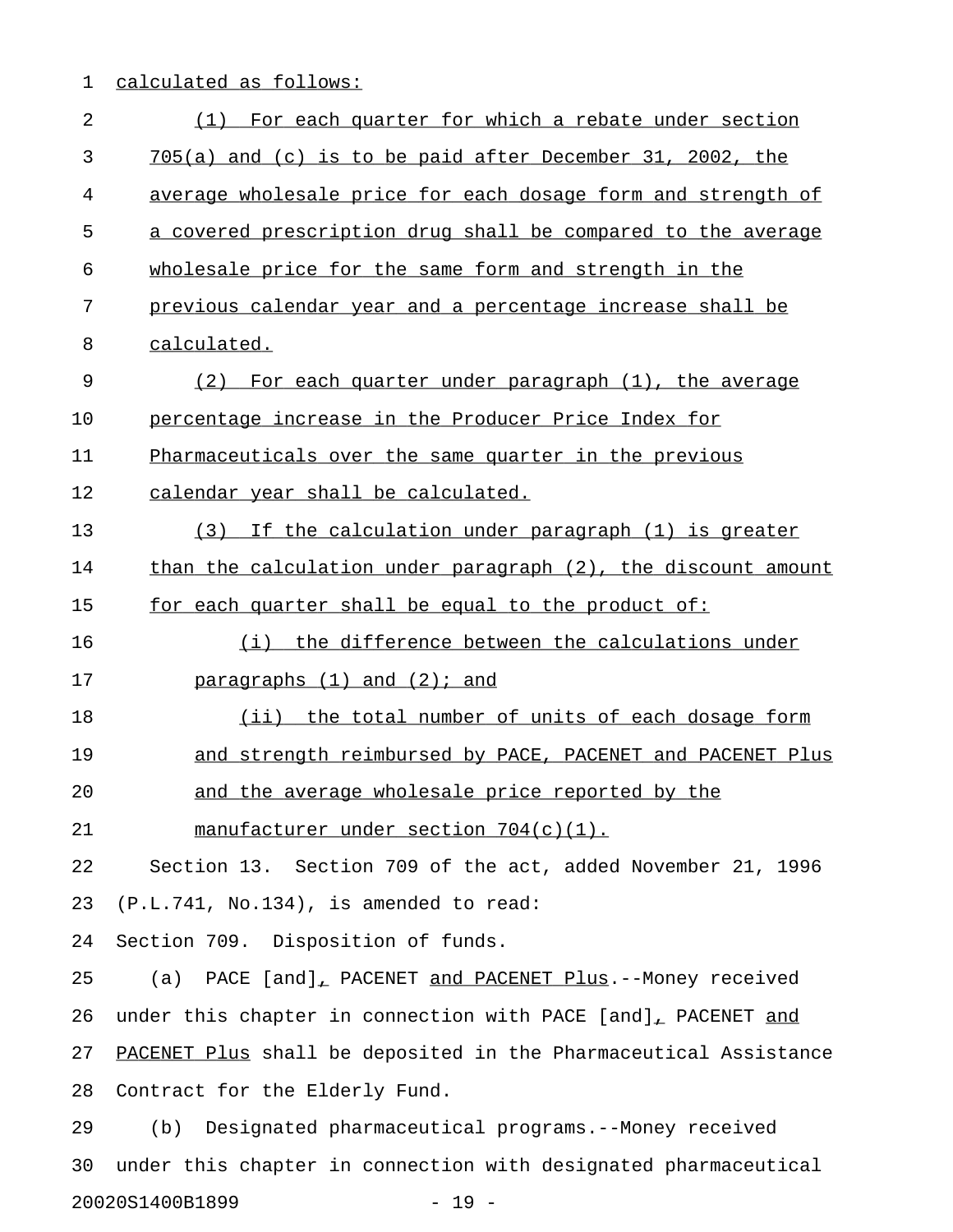calculated as follows:

(1) For each quarter for which a rebate under section 705(a) and (c) is to be paid after December 31, 2002, the average wholesale price for each dosage form and strength of a covered prescription drug shall be compared to the average wholesale price for the same form and strength in the previous calendar year and a percentage increase shall be calculated.

(2) For each quarter under paragraph (1), the average percentage increase in the Producer Price Index for Pharmaceuticals over the same quarter in the previous calendar year shall be calculated.

(3) If the calculation under paragraph (1) is greater than the calculation under paragraph (2), the discount amount for each quarter shall be equal to the product of:

(i) the difference between the calculations under paragraphs (1) and (2); and

(ii) the total number of units of each dosage form and strength reimbursed by PACE, PACENET and PACENET Plus and the average wholesale price reported by the manufacturer under section 704(c)(1).

Section 13. Section 709 of the act, added November 21, 1996 (P.L.741, No.134), is amended to read:

Section 709. Disposition of funds.

(a) PACE [and], PACENET and PACENET Plus.--Money received under this chapter in connection with PACE [and], PACENET and PACENET Plus shall be deposited in the Pharmaceutical Assistance Contract for the Elderly Fund.

(b) Designated pharmaceutical programs.--Money received under this chapter in connection with designated pharmaceutical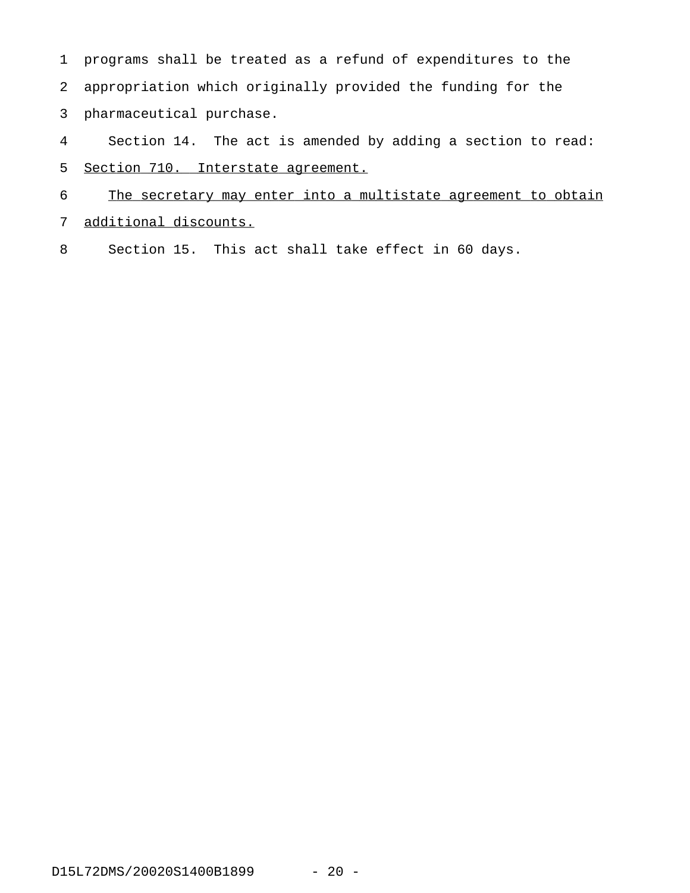programs shall be treated as a refund of expenditures to the appropriation which originally provided the funding for the pharmaceutical purchase.

Section 14. The act is amended by adding a section to read:

Section 710. Interstate agreement.

The secretary may enter into a multistate agreement to obtain additional discounts.

Section 15. This act shall take effect in 60 days.